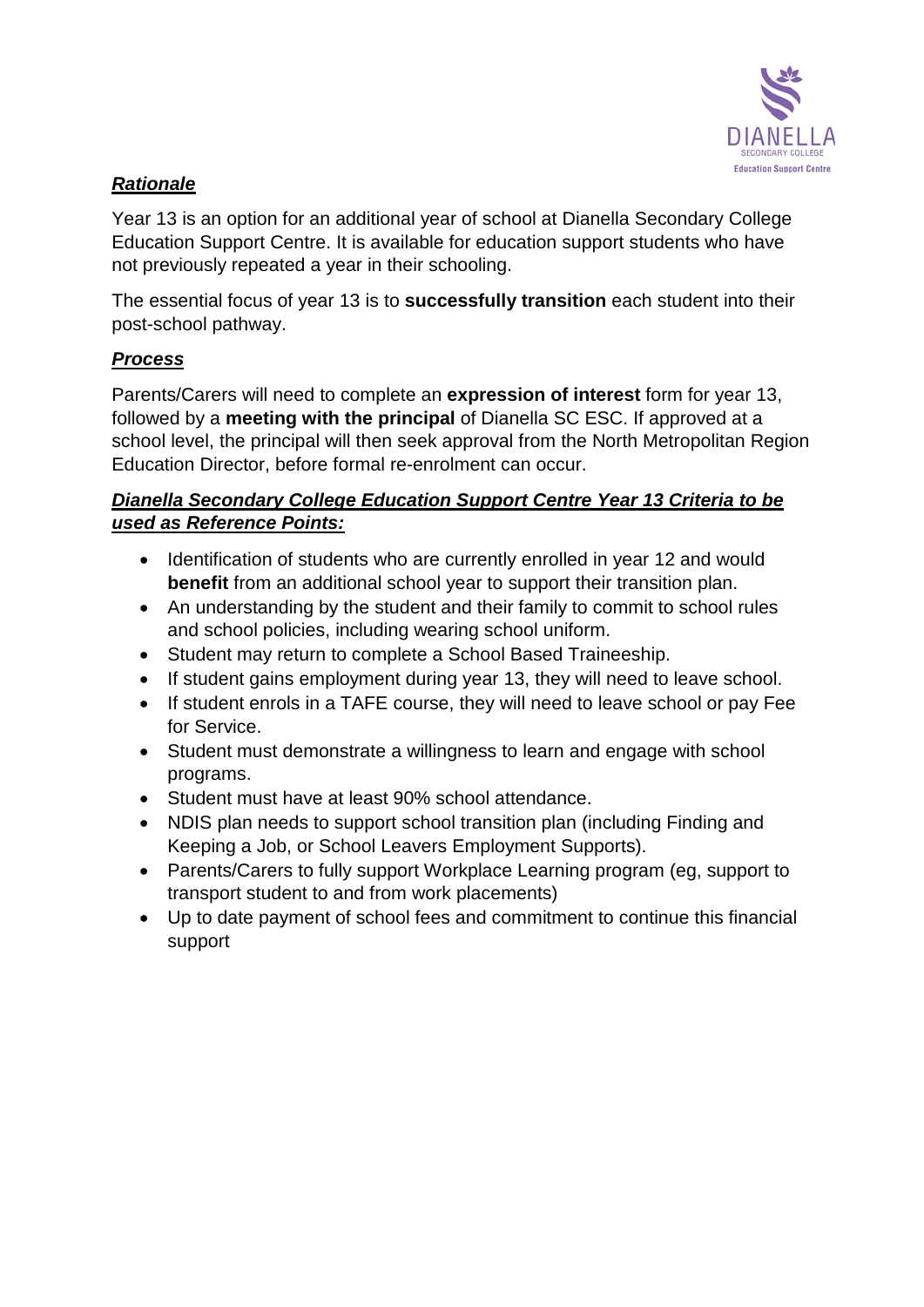## ***Rationale***

Year 13 is an option for an additional year of school at Dianella Secondary College Education Support Centre. It is available for education support students who have not previously repeated a year in their schooling.

The essential focus of year 13 is to **successfully transition** each student into their post-school pathway.

## ***Process***

Parents/Carers will need to complete an **expression of interest** form for year 13, followed by a **meeting with the principal** of Dianella SC ESC. If approved at a school level, the principal will then seek approval from the North Metropolitan Region Education Director, before formal re-enrolment can occur.

## ***Dianella Secondary College Education Support Centre Year 13 Criteria to be used as Reference Points:***

- Identification of students who are currently enrolled in year 12 and would **benefit** from an additional school year to support their transition plan.
- An understanding by the student and their family to commit to school rules and school policies, including wearing school uniform.
- Student may return to complete a School Based Traineeship.
- If student gains employment during year 13, they will need to leave school.
- If student enrols in a TAFE course, they will need to leave school or pay Fee for Service.
- Student must demonstrate a willingness to learn and engage with school programs.
- Student must have at least 90% school attendance.
- NDIS plan needs to support school transition plan (including Finding and Keeping a Job, or School Leavers Employment Supports).
- Parents/Carers to fully support Workplace Learning program (eg, support to transport student to and from work placements)
- Up to date payment of school fees and commitment to continue this financial support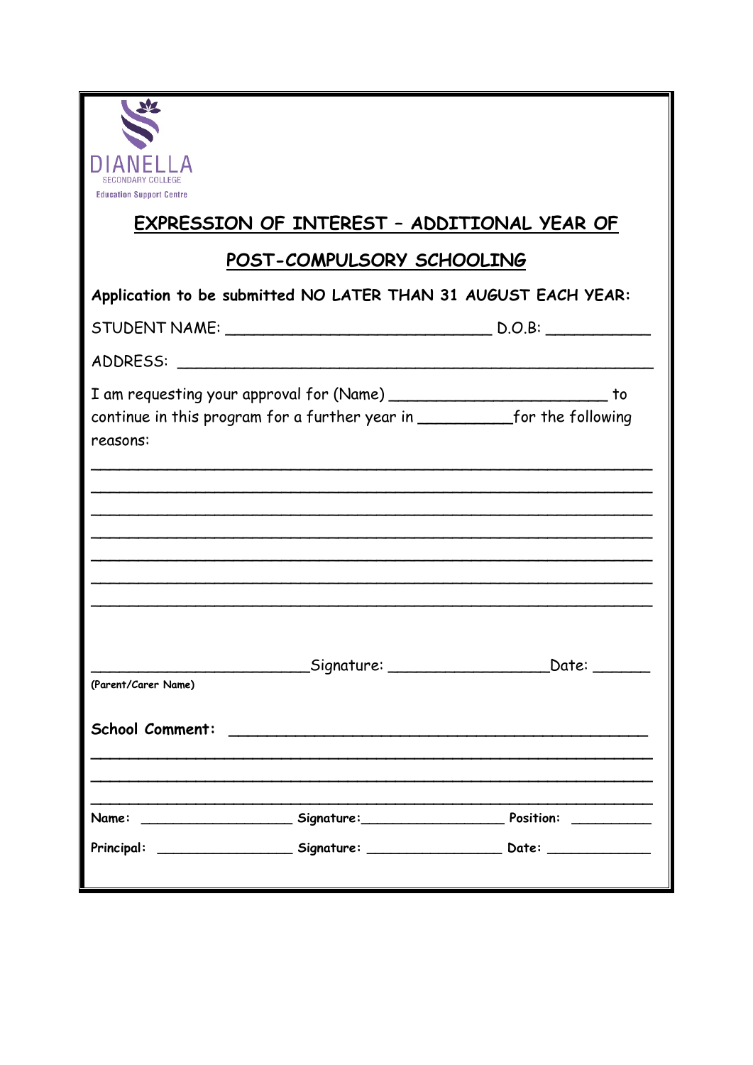DIANELLA
SECONDARY COLLEGE
Education Support Centre

# EXPRESSION OF INTEREST – ADDITIONAL YEAR OF POST-COMPULSORY SCHOOLING

**Application to be submitted NO LATER THAN 31 AUGUST EACH YEAR:**

STUDENT NAME: ____________________________ D.O.B: ___________

ADDRESS: ______________________________________________________

I am requesting your approval for (Name) ________________________ to continue in this program for a further year in __________for the following reasons:

______________________________________________________________

______________________________________________________________

______________________________________________________________

______________________________________________________________

______________________________________________________________

______________________________________________________________

______________________________________________________________

_______________________Signature: _________________Date: ______

(Parent/Carer Name)

**School Comment:** ______________________________________________

______________________________________________________________

______________________________________________________________

______________________________________________________________

**Name:** __________________ **Signature:**_________________ **Position:** __________

**Principal:** _________________ **Signature:** _________________ **Date:** _____________